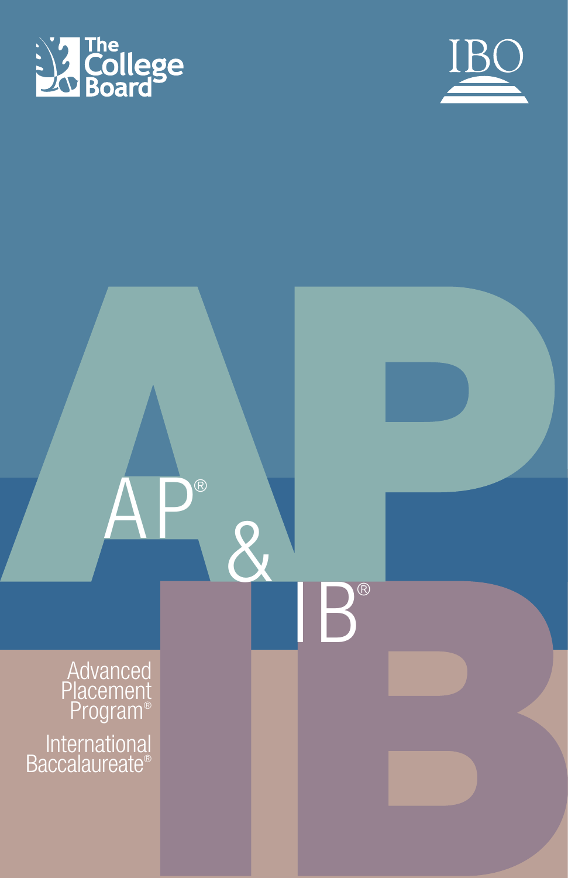The College Board

IBO

# AP® & IB®

Advanced Placement Program®

International Baccalaureate®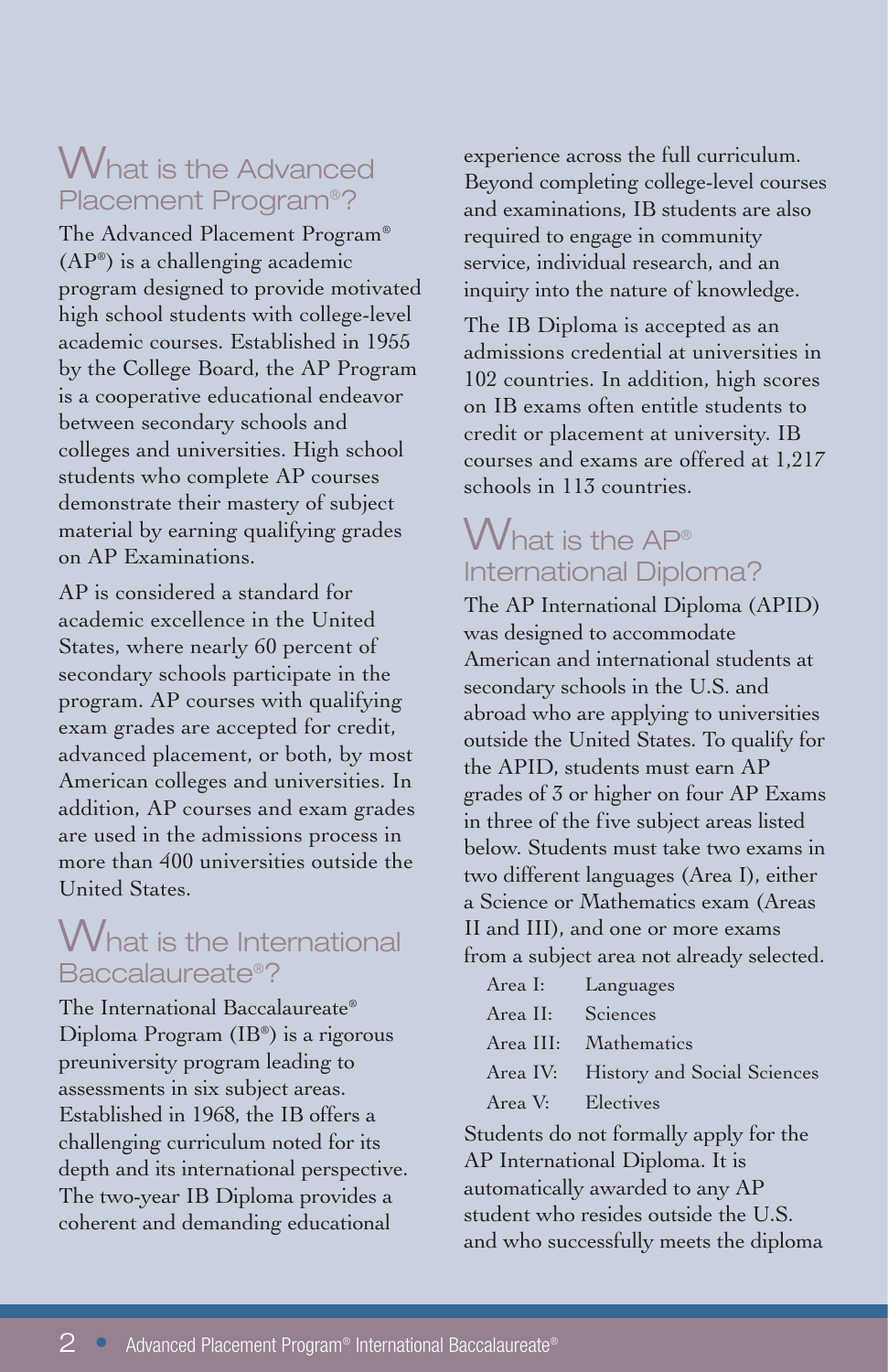## What is the Advanced Placement Program®?

The Advanced Placement Program® (AP®) is a challenging academic program designed to provide motivated high school students with college-level academic courses. Established in 1955 by the College Board, the AP Program is a cooperative educational endeavor between secondary schools and colleges and universities. High school students who complete AP courses demonstrate their mastery of subject material by earning qualifying grades on AP Examinations.

AP is considered a standard for academic excellence in the United States, where nearly 60 percent of secondary schools participate in the program. AP courses with qualifying exam grades are accepted for credit, advanced placement, or both, by most American colleges and universities. In addition, AP courses and exam grades are used in the admissions process in more than 400 universities outside the United States.

## What is the International Baccalaureate®?

The International Baccalaureate® Diploma Program (IB®) is a rigorous preuniversity program leading to assessments in six subject areas. Established in 1968, the IB offers a challenging curriculum noted for its depth and its international perspective. The two-year IB Diploma provides a coherent and demanding educational experience across the full curriculum. Beyond completing college-level courses and examinations, IB students are also required to engage in community service, individual research, and an inquiry into the nature of knowledge.

The IB Diploma is accepted as an admissions credential at universities in 102 countries. In addition, high scores on IB exams often entitle students to credit or placement at university. IB courses and exams are offered at 1,217 schools in 113 countries.

## What is the AP® International Diploma?

The AP International Diploma (APID) was designed to accommodate American and international students at secondary schools in the U.S. and abroad who are applying to universities outside the United States. To qualify for the APID, students must earn AP grades of 3 or higher on four AP Exams in three of the five subject areas listed below. Students must take two exams in two different languages (Area I), either a Science or Mathematics exam (Areas II and III), and one or more exams from a subject area not already selected.

- Area I: Languages
- Area II: Sciences
- Area III: Mathematics
- Area IV: History and Social Sciences
- Area V: Electives

Students do not formally apply for the AP International Diploma. It is automatically awarded to any AP student who resides outside the U.S. and who successfully meets the diploma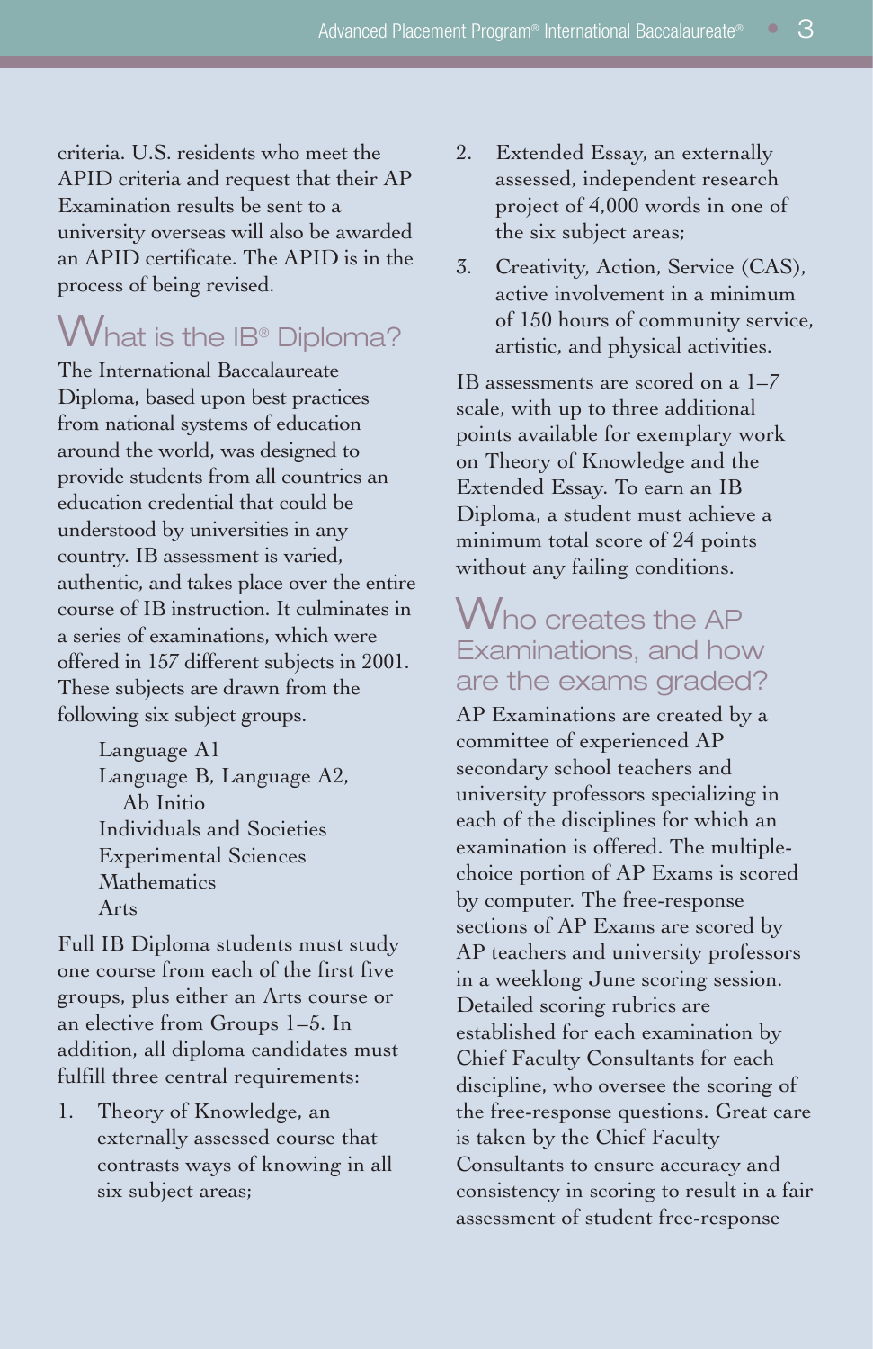criteria. U.S. residents who meet the APID criteria and request that their AP Examination results be sent to a university overseas will also be awarded an APID certificate. The APID is in the process of being revised.

## What is the IB® Diploma?

The International Baccalaureate Diploma, based upon best practices from national systems of education around the world, was designed to provide students from all countries an education credential that could be understood by universities in any country. IB assessment is varied, authentic, and takes place over the entire course of IB instruction. It culminates in a series of examinations, which were offered in 157 different subjects in 2001. These subjects are drawn from the following six subject groups.

- Language A1
- Language B, Language A2, Ab Initio
- Individuals and Societies
- Experimental Sciences
- Mathematics
- Arts

Full IB Diploma students must study one course from each of the first five groups, plus either an Arts course or an elective from Groups 1–5. In addition, all diploma candidates must fulfill three central requirements:

1. Theory of Knowledge, an externally assessed course that contrasts ways of knowing in all six subject areas;
2. Extended Essay, an externally assessed, independent research project of 4,000 words in one of the six subject areas;
3. Creativity, Action, Service (CAS), active involvement in a minimum of 150 hours of community service, artistic, and physical activities.

IB assessments are scored on a 1–7 scale, with up to three additional points available for exemplary work on Theory of Knowledge and the Extended Essay. To earn an IB Diploma, a student must achieve a minimum total score of 24 points without any failing conditions.

## Who creates the AP Examinations, and how are the exams graded?

AP Examinations are created by a committee of experienced AP secondary school teachers and university professors specializing in each of the disciplines for which an examination is offered. The multiple-choice portion of AP Exams is scored by computer. The free-response sections of AP Exams are scored by AP teachers and university professors in a weeklong June scoring session. Detailed scoring rubrics are established for each examination by Chief Faculty Consultants for each discipline, who oversee the scoring of the free-response questions. Great care is taken by the Chief Faculty Consultants to ensure accuracy and consistency in scoring to result in a fair assessment of student free-response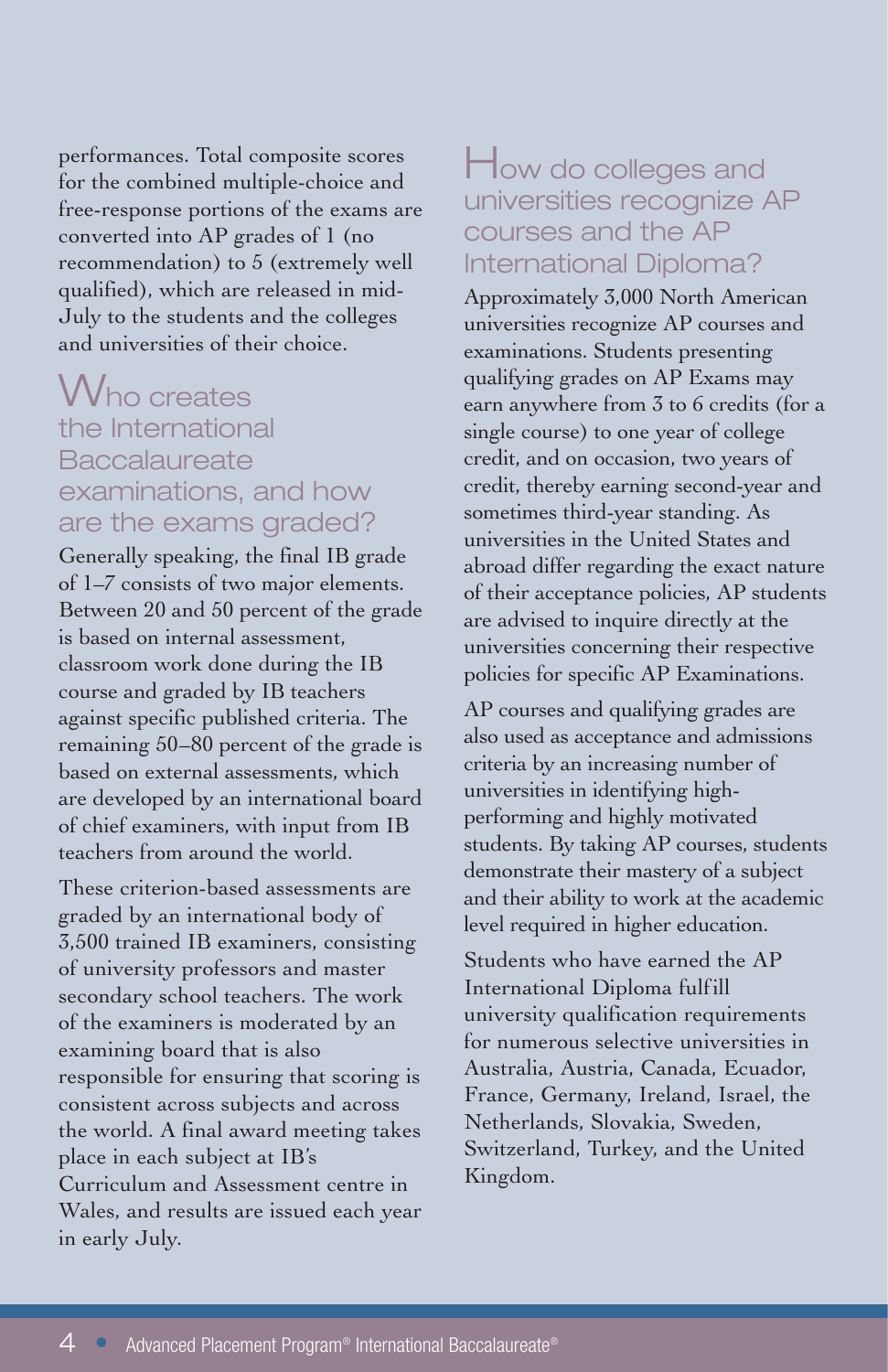performances. Total composite scores for the combined multiple-choice and free-response portions of the exams are converted into AP grades of 1 (no recommendation) to 5 (extremely well qualified), which are released in mid-July to the students and the colleges and universities of their choice.

## Who creates the International Baccalaureate examinations, and how are the exams graded?

Generally speaking, the final IB grade of 1–7 consists of two major elements. Between 20 and 50 percent of the grade is based on internal assessment, classroom work done during the IB course and graded by IB teachers against specific published criteria. The remaining 50–80 percent of the grade is based on external assessments, which are developed by an international board of chief examiners, with input from IB teachers from around the world.

These criterion-based assessments are graded by an international body of 3,500 trained IB examiners, consisting of university professors and master secondary school teachers. The work of the examiners is moderated by an examining board that is also responsible for ensuring that scoring is consistent across subjects and across the world. A final award meeting takes place in each subject at IB's Curriculum and Assessment centre in Wales, and results are issued each year in early July.

## How do colleges and universities recognize AP courses and the AP International Diploma?

Approximately 3,000 North American universities recognize AP courses and examinations. Students presenting qualifying grades on AP Exams may earn anywhere from 3 to 6 credits (for a single course) to one year of college credit, and on occasion, two years of credit, thereby earning second-year and sometimes third-year standing. As universities in the United States and abroad differ regarding the exact nature of their acceptance policies, AP students are advised to inquire directly at the universities concerning their respective policies for specific AP Examinations.

AP courses and qualifying grades are also used as acceptance and admissions criteria by an increasing number of universities in identifying high-performing and highly motivated students. By taking AP courses, students demonstrate their mastery of a subject and their ability to work at the academic level required in higher education.

Students who have earned the AP International Diploma fulfill university qualification requirements for numerous selective universities in Australia, Austria, Canada, Ecuador, France, Germany, Ireland, Israel, the Netherlands, Slovakia, Sweden, Switzerland, Turkey, and the United Kingdom.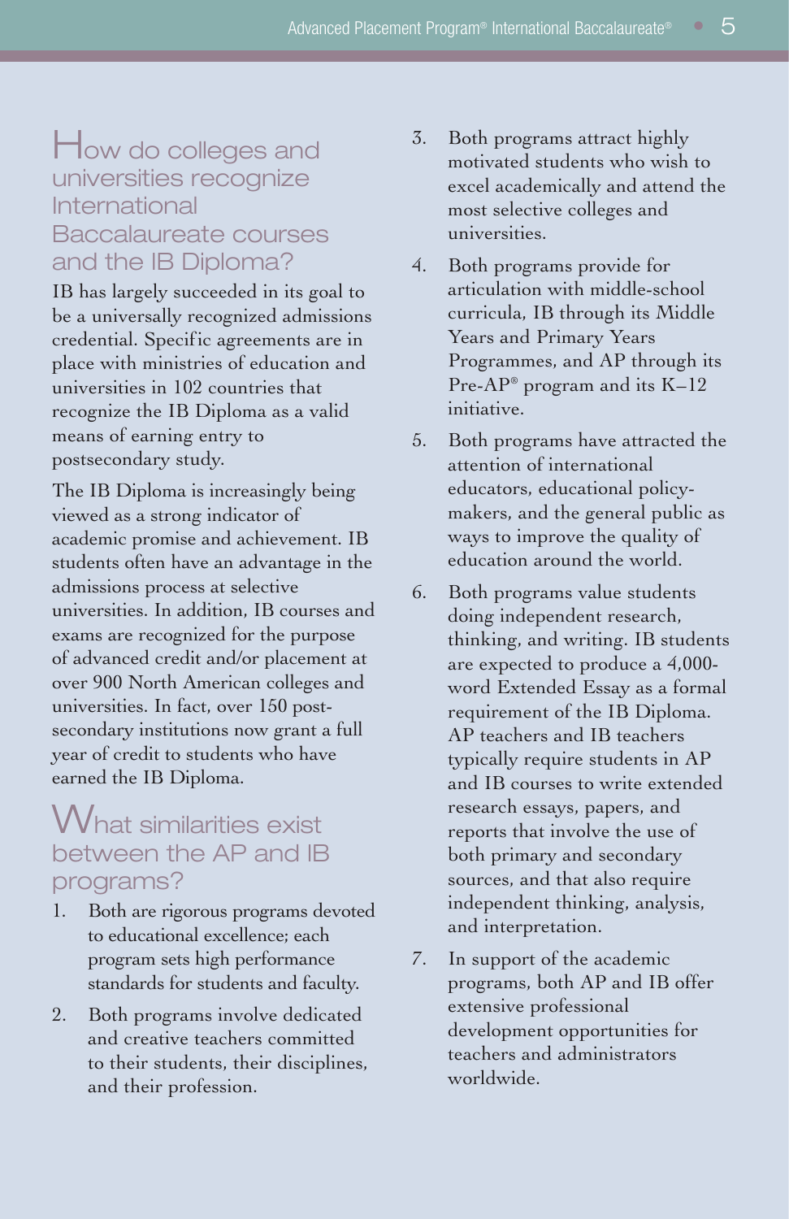## How do colleges and universities recognize International Baccalaureate courses and the IB Diploma?

IB has largely succeeded in its goal to be a universally recognized admissions credential. Specific agreements are in place with ministries of education and universities in 102 countries that recognize the IB Diploma as a valid means of earning entry to postsecondary study.

The IB Diploma is increasingly being viewed as a strong indicator of academic promise and achievement. IB students often have an advantage in the admissions process at selective universities. In addition, IB courses and exams are recognized for the purpose of advanced credit and/or placement at over 900 North American colleges and universities. In fact, over 150 post-secondary institutions now grant a full year of credit to students who have earned the IB Diploma.

## What similarities exist between the AP and IB programs?

1. Both are rigorous programs devoted to educational excellence; each program sets high performance standards for students and faculty.
2. Both programs involve dedicated and creative teachers committed to their students, their disciplines, and their profession.
3. Both programs attract highly motivated students who wish to excel academically and attend the most selective colleges and universities.
4. Both programs provide for articulation with middle-school curricula, IB through its Middle Years and Primary Years Programmes, and AP through its Pre-AP® program and its K–12 initiative.
5. Both programs have attracted the attention of international educators, educational policy-makers, and the general public as ways to improve the quality of education around the world.
6. Both programs value students doing independent research, thinking, and writing. IB students are expected to produce a 4,000-word Extended Essay as a formal requirement of the IB Diploma. AP teachers and IB teachers typically require students in AP and IB courses to write extended research essays, papers, and reports that involve the use of both primary and secondary sources, and that also require independent thinking, analysis, and interpretation.
7. In support of the academic programs, both AP and IB offer extensive professional development opportunities for teachers and administrators worldwide.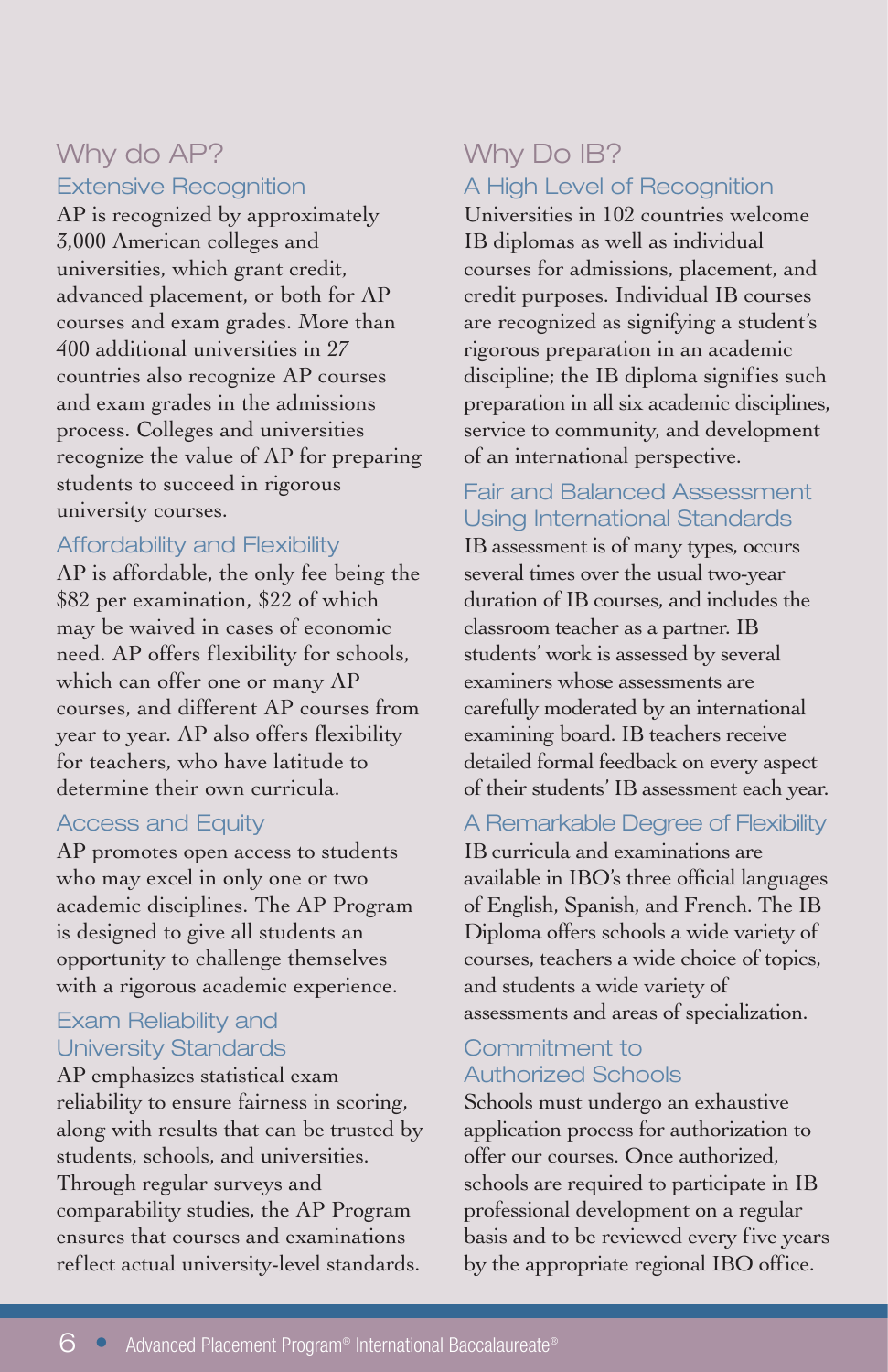## Why do AP?

### Extensive Recognition

AP is recognized by approximately 3,000 American colleges and universities, which grant credit, advanced placement, or both for AP courses and exam grades. More than 400 additional universities in 27 countries also recognize AP courses and exam grades in the admissions process. Colleges and universities recognize the value of AP for preparing students to succeed in rigorous university courses.

### Affordability and Flexibility

AP is affordable, the only fee being the $82 per examination, $22 of which may be waived in cases of economic need. AP offers flexibility for schools, which can offer one or many AP courses, and different AP courses from year to year. AP also offers flexibility for teachers, who have latitude to determine their own curricula.

### Access and Equity

AP promotes open access to students who may excel in only one or two academic disciplines. The AP Program is designed to give all students an opportunity to challenge themselves with a rigorous academic experience.

### Exam Reliability and University Standards

AP emphasizes statistical exam reliability to ensure fairness in scoring, along with results that can be trusted by students, schools, and universities. Through regular surveys and comparability studies, the AP Program ensures that courses and examinations reflect actual university-level standards.

## Why Do IB?

### A High Level of Recognition

Universities in 102 countries welcome IB diplomas as well as individual courses for admissions, placement, and credit purposes. Individual IB courses are recognized as signifying a student's rigorous preparation in an academic discipline; the IB diploma signifies such preparation in all six academic disciplines, service to community, and development of an international perspective.

### Fair and Balanced Assessment Using International Standards

IB assessment is of many types, occurs several times over the usual two-year duration of IB courses, and includes the classroom teacher as a partner. IB students' work is assessed by several examiners whose assessments are carefully moderated by an international examining board. IB teachers receive detailed formal feedback on every aspect of their students' IB assessment each year.

### A Remarkable Degree of Flexibility

IB curricula and examinations are available in IBO's three official languages of English, Spanish, and French. The IB Diploma offers schools a wide variety of courses, teachers a wide choice of topics, and students a wide variety of assessments and areas of specialization.

### Commitment to Authorized Schools

Schools must undergo an exhaustive application process for authorization to offer our courses. Once authorized, schools are required to participate in IB professional development on a regular basis and to be reviewed every five years by the appropriate regional IBO office.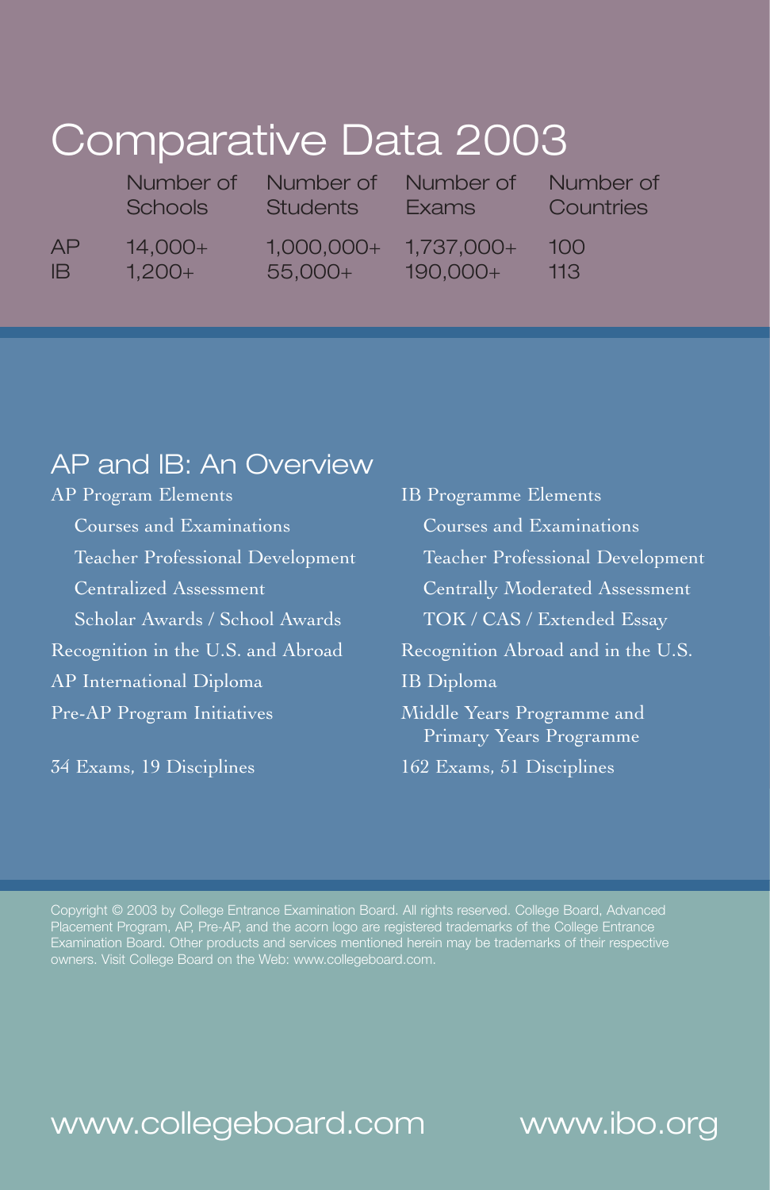# Comparative Data 2003

| | Number of Schools | Number of Students | Number of Exams | Number of Countries |
|---|---|---|---|---|
| AP | 14,000+ | 1,000,000+ | 1,737,000+ | 100 |
| IB | 1,200+ | 55,000+ | 190,000+ | 113 |

## AP and IB: An Overview

AP Program Elements

- Courses and Examinations
- Teacher Professional Development
- Centralized Assessment
- Scholar Awards / School Awards

Recognition in the U.S. and Abroad

AP International Diploma

Pre-AP Program Initiatives

34 Exams, 19 Disciplines

IB Programme Elements

- Courses and Examinations
- Teacher Professional Development
- Centrally Moderated Assessment
- TOK / CAS / Extended Essay

Recognition Abroad and in the U.S.

IB Diploma

Middle Years Programme and Primary Years Programme

162 Exams, 51 Disciplines

Copyright © 2003 by College Entrance Examination Board. All rights reserved. College Board, Advanced Placement Program, AP, Pre-AP, and the acorn logo are registered trademarks of the College Entrance Examination Board. Other products and services mentioned herein may be trademarks of their respective owners. Visit College Board on the Web: www.collegeboard.com.

www.collegeboard.com www.ibo.org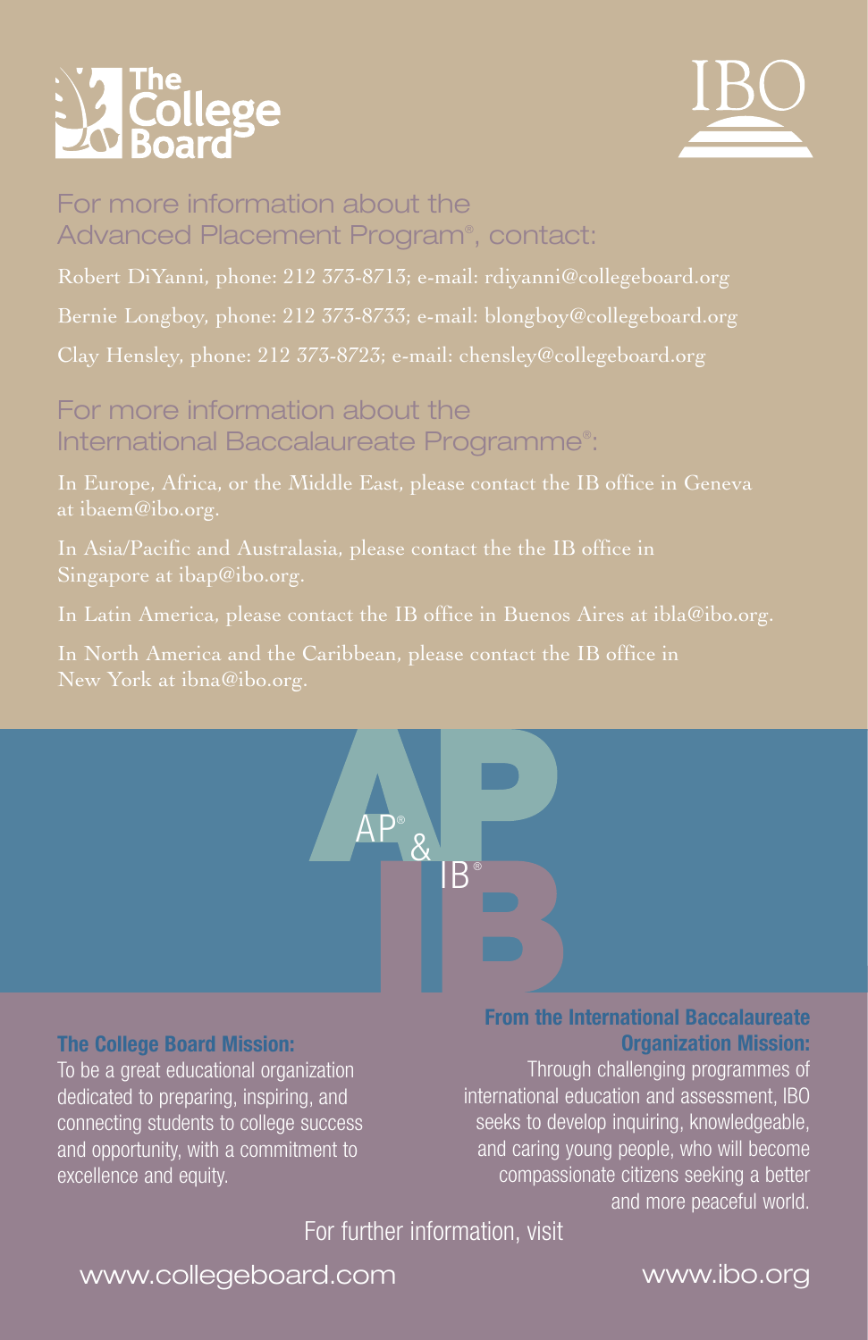The College Board

IBO

## For more information about the Advanced Placement Program®, contact:

Robert DiYanni, phone: 212 373-8713; e-mail: rdiyanni@collegeboard.org

Bernie Longboy, phone: 212 373-8733; e-mail: blongboy@collegeboard.org

Clay Hensley, phone: 212 373-8723; e-mail: chensley@collegeboard.org

## For more information about the International Baccalaureate Programme®:

In Europe, Africa, or the Middle East, please contact the IB office in Geneva at ibaem@ibo.org.

In Asia/Pacific and Australasia, please contact the the IB office in Singapore at ibap@ibo.org.

In Latin America, please contact the IB office in Buenos Aires at ibla@ibo.org.

In North America and the Caribbean, please contact the IB office in New York at ibna@ibo.org.

AP® & IB®

**The College Board Mission:**
To be a great educational organization dedicated to preparing, inspiring, and connecting students to college success and opportunity, with a commitment to excellence and equity.

**From the International Baccalaureate Organization Mission:**
Through challenging programmes of international education and assessment, IBO seeks to develop inquiring, knowledgeable, and caring young people, who will become compassionate citizens seeking a better and more peaceful world.

For further information, visit

www.collegeboard.com www.ibo.org